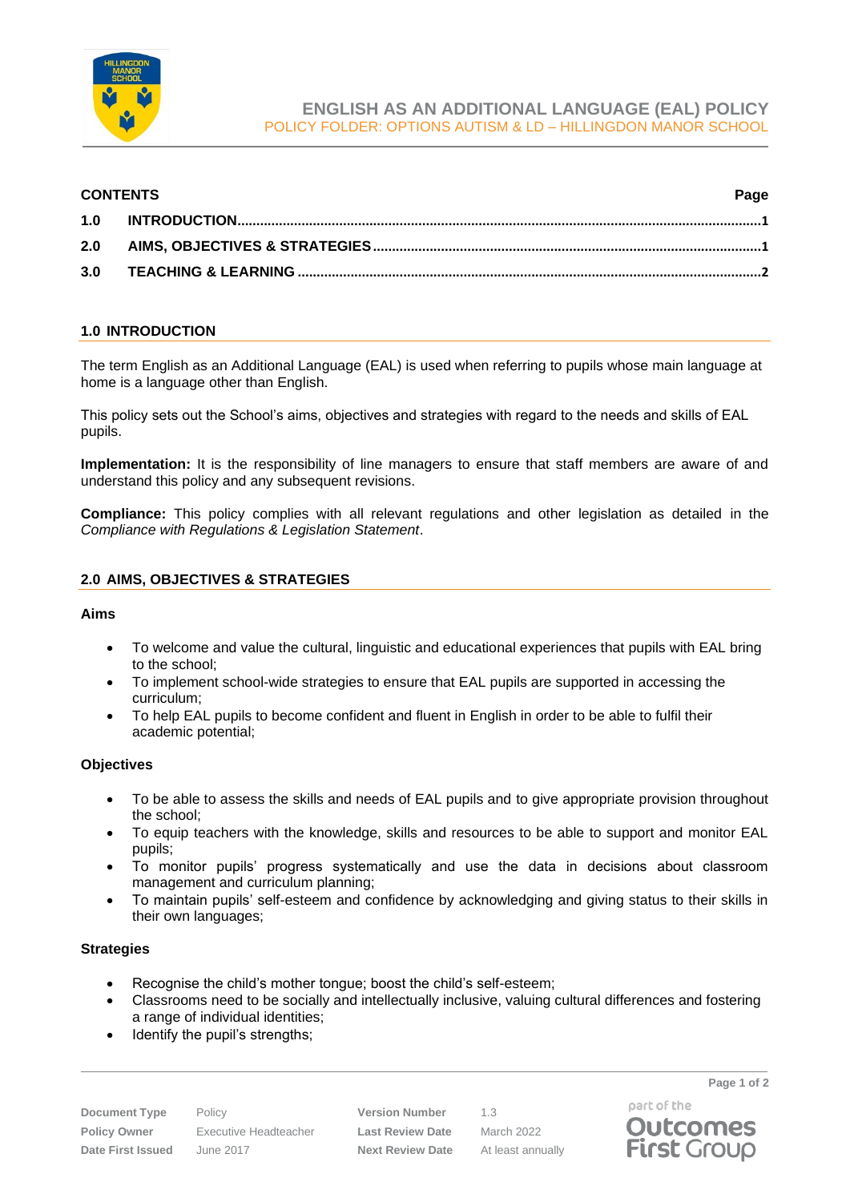# ENGLISH AS AN ADDITIONAL LANGUAGE (EAL) POLICY

POLICY FOLDER: OPTIONS AUTISM & LD – HILLINGDON MANOR SCHOOL

| CONTENTS | | Page |
|---|---|---|
| 1.0 | INTRODUCTION | 1 |
| 2.0 | AIMS, OBJECTIVES & STRATEGIES | 1 |
| 3.0 | TEACHING & LEARNING | 2 |

## 1.0 INTRODUCTION

The term English as an Additional Language (EAL) is used when referring to pupils whose main language at home is a language other than English.

This policy sets out the School's aims, objectives and strategies with regard to the needs and skills of EAL pupils.

**Implementation:** It is the responsibility of line managers to ensure that staff members are aware of and understand this policy and any subsequent revisions.

**Compliance:** This policy complies with all relevant regulations and other legislation as detailed in the *Compliance with Regulations & Legislation Statement*.

## 2.0 AIMS, OBJECTIVES & STRATEGIES

### Aims

- To welcome and value the cultural, linguistic and educational experiences that pupils with EAL bring to the school;
- To implement school-wide strategies to ensure that EAL pupils are supported in accessing the curriculum;
- To help EAL pupils to become confident and fluent in English in order to be able to fulfil their academic potential;

### Objectives

- To be able to assess the skills and needs of EAL pupils and to give appropriate provision throughout the school;
- To equip teachers with the knowledge, skills and resources to be able to support and monitor EAL pupils;
- To monitor pupils' progress systematically and use the data in decisions about classroom management and curriculum planning;
- To maintain pupils' self-esteem and confidence by acknowledging and giving status to their skills in their own languages;

### Strategies

- Recognise the child's mother tongue; boost the child's self-esteem;
- Classrooms need to be socially and intellectually inclusive, valuing cultural differences and fostering a range of individual identities;
- Identify the pupil's strengths;

| | | | |
|---|---|---|---|
| **Document Type** | Policy | **Version Number** | 1.3 |
| **Policy Owner** | Executive Headteacher | **Last Review Date** | March 2022 |
| **Date First Issued** | June 2017 | **Next Review Date** | At least annually |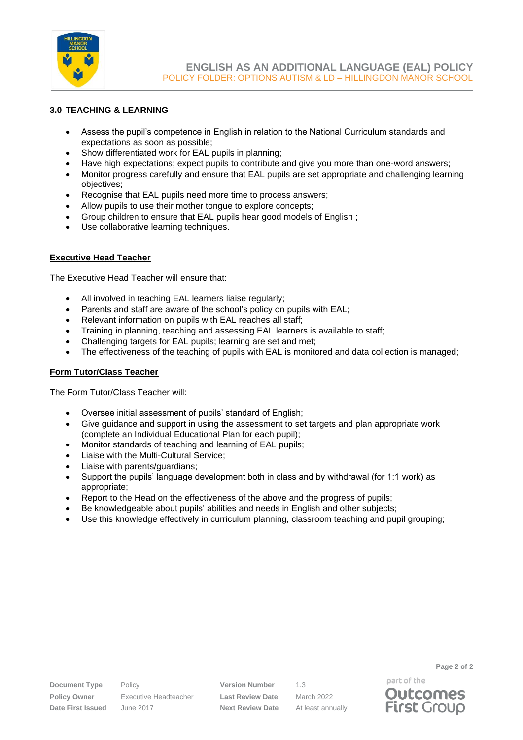## 3.0 TEACHING & LEARNING

- Assess the pupil's competence in English in relation to the National Curriculum standards and expectations as soon as possible;
- Show differentiated work for EAL pupils in planning;
- Have high expectations; expect pupils to contribute and give you more than one-word answers;
- Monitor progress carefully and ensure that EAL pupils are set appropriate and challenging learning objectives;
- Recognise that EAL pupils need more time to process answers;
- Allow pupils to use their mother tongue to explore concepts;
- Group children to ensure that EAL pupils hear good models of English ;
- Use collaborative learning techniques.

### Executive Head Teacher

The Executive Head Teacher will ensure that:

- All involved in teaching EAL learners liaise regularly;
- Parents and staff are aware of the school's policy on pupils with EAL;
- Relevant information on pupils with EAL reaches all staff;
- Training in planning, teaching and assessing EAL learners is available to staff;
- Challenging targets for EAL pupils; learning are set and met;
- The effectiveness of the teaching of pupils with EAL is monitored and data collection is managed;

### Form Tutor/Class Teacher

The Form Tutor/Class Teacher will:

- Oversee initial assessment of pupils' standard of English;
- Give guidance and support in using the assessment to set targets and plan appropriate work (complete an Individual Educational Plan for each pupil);
- Monitor standards of teaching and learning of EAL pupils;
- Liaise with the Multi-Cultural Service;
- Liaise with parents/guardians;
- Support the pupils' language development both in class and by withdrawal (for 1:1 work) as appropriate;
- Report to the Head on the effectiveness of the above and the progress of pupils;
- Be knowledgeable about pupils' abilities and needs in English and other subjects;
- Use this knowledge effectively in curriculum planning, classroom teaching and pupil grouping;